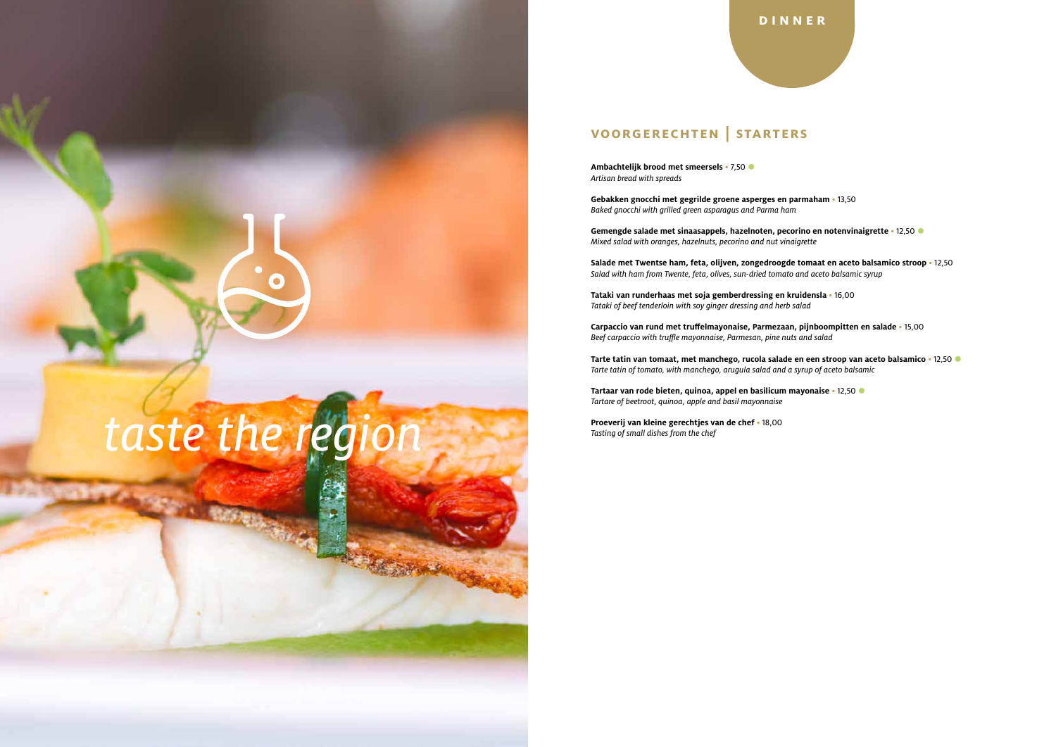taste the region

# DINNER

## VOORGERECHTEN | STARTERS

**Ambachtelijk brood met smeersels** • 7,50 ●
*Artisan bread with spreads*

**Gebakken gnocchi met gegrilde groene asperges en parmaham** • 13,50
*Baked gnocchi with grilled green asparagus and Parma ham*

**Gemengde salade met sinaasappels, hazelnoten, pecorino en notenvinaigrette** • 12,50 ●
*Mixed salad with oranges, hazelnuts, pecorino and nut vinaigrette*

**Salade met Twentse ham, feta, olijven, zongedroogde tomaat en aceto balsamico stroop** • 12,50
*Salad with ham from Twente, feta, olives, sun-dried tomato and aceto balsamic syrup*

**Tataki van runderhaas met soja gemberdressing en kruidensla** • 16,00
*Tataki of beef tenderloin with soy ginger dressing and herb salad*

**Carpaccio van rund met truffelmayonaise, Parmezaan, pijnboompitten en salade** • 15,00
*Beef carpaccio with truffle mayonnaise, Parmesan, pine nuts and salad*

**Tarte tatin van tomaat, met manchego, rucola salade en een stroop van aceto balsamico** • 12,50 ●
*Tarte tatin of tomato, with manchego, arugula salad and a syrup of aceto balsamic*

**Tartaar van rode bieten, quinoa, appel en basilicum mayonaise** • 12,50 ●
*Tartare of beetroot, quinoa, apple and basil mayonnaise*

**Proeverij van kleine gerechtjes van de chef** • 18,00
*Tasting of small dishes from the chef*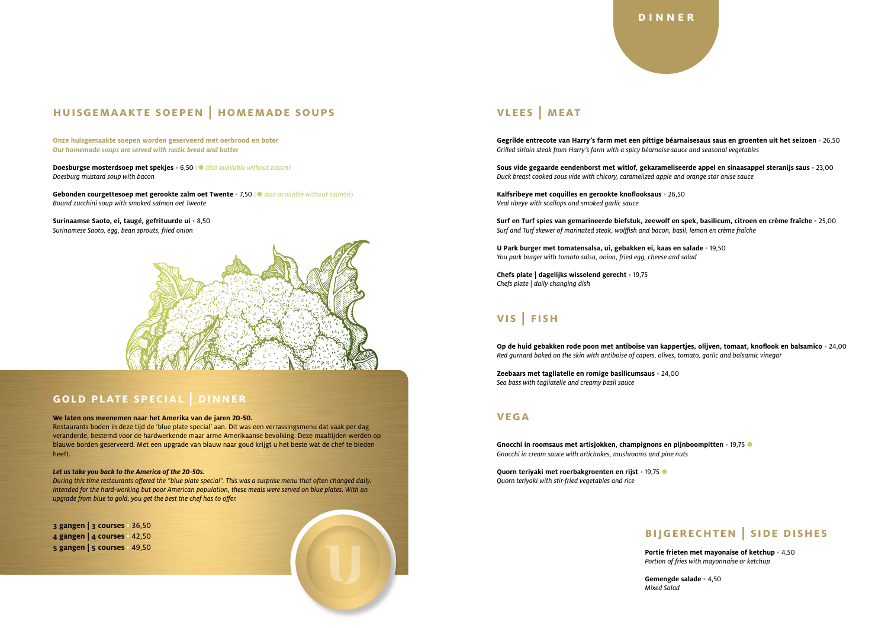# DINNER

## HUISGEMAAKTE SOEPEN | HOMEMADE SOUPS

**Onze huisgemaakte soepen worden geserveerd met oerbrood en boter**
***Our homemade soups are served with rustic bread and butter***

**Doesburgse mosterdsoep met spekjes** • 6,50 (● *also available without bacon*)
*Doesburg mustard soup with bacon*

**Gebonden courgettesoep met gerookte zalm oet Twente** • 7,50 (● *also available without salmon*)
*Bound zucchini soup with smoked salmon oet Twente*

**Surinaamse Saoto, ei, taugé, gefrituurde ui** • 8,50
*Surinamese Saoto, egg, bean sprouts, fried onion*

## GOLD PLATE SPECIAL | DINNER

**We laten ons meenemen naar het Amerika van de jaren 20-50.**
Restaurants boden in deze tijd de 'blue plate special' aan. Dit was een verrassingsmenu dat vaak per dag veranderde, bestemd voor de hardwerkende maar arme Amerikaanse bevolking. Deze maaltijden werden op blauwe borden geserveerd. Met een upgrade van blauw naar goud krijgt u het beste wat de chef te bieden heeft.

***Let us take you back to the America of the 20-50s.***
*During this time restaurants offered the "blue plate special". This was a surprise menu that often changed daily. Intended for the hard-working but poor American population, these meals were served on blue plates. With an upgrade from blue to gold, you get the best the chef has to offer.*

**3 gangen | 3 courses** • 36,50
**4 gangen | 4 courses** • 42,50
**5 gangen | 5 courses** • 49,50

## VLEES | MEAT

**Gegrilde entrecote van Harry's farm met een pittige béarnaisesaus saus en groenten uit het seizoen** • 26,50
*Grilled sirloin steak from Harry's farm with a spicy béarnaise sauce and seasonal vegetables*

**Sous vide gegaarde eendenborst met witlof, gekarameliseerde appel en sinaasappel steranijs saus** • 23,00
*Duck breast cooked sous vide with chicory, caramelized apple and orange star anise sauce*

**Kalfsribeye met coquilles en gerookte knoflooksaus** • 26,50
*Veal ribeye with scallops and smoked garlic sauce*

**Surf en Turf spies van gemarineerde biefstuk, zeewolf en spek, basilicum, citroen en crème fraîche** • 25,00
*Surf and Turf skewer of marinated steak, wolffish and bacon, basil, lemon en crème fraîche*

**U Park burger met tomatensalsa, ui, gebakken ei, kaas en salade** • 19,50
*You park burger with tomato salsa, onion, fried egg, cheese and salad*

**Chefs plate | dagelijks wisselend gerecht** • 19,75
*Chefs plate | daily changing dish*

## VIS | FISH

**Op de huid gebakken rode poon met antiboise van kappertjes, olijven, tomaat, knoflook en balsamico** • 24,00
*Red gurnard baked on the skin with antiboise of capers, olives, tomato, garlic and balsamic vinegar*

**Zeebaars met tagliatelle en romige basilicumsaus** • 24,00
*Sea bass with tagliatelle and creamy basil sauce*

## VEGA

**Gnocchi in roomsaus met artisjokken, champignons en pijnboompitten** • 19,75 ●
*Gnocchi in cream sauce with artichokes, mushrooms and pine nuts*

**Quorn teriyaki met roerbakgroenten en rijst** • 19,75 ●
*Quorn teriyaki with stir-fried vegetables and rice*

## BIJGERECHTEN | SIDE DISHES

**Portie frieten met mayonaise of ketchup** • 4,50
*Portion of fries with mayonnaise or ketchup*

**Gemengde salade** • 4,50
*Mixed Salad*